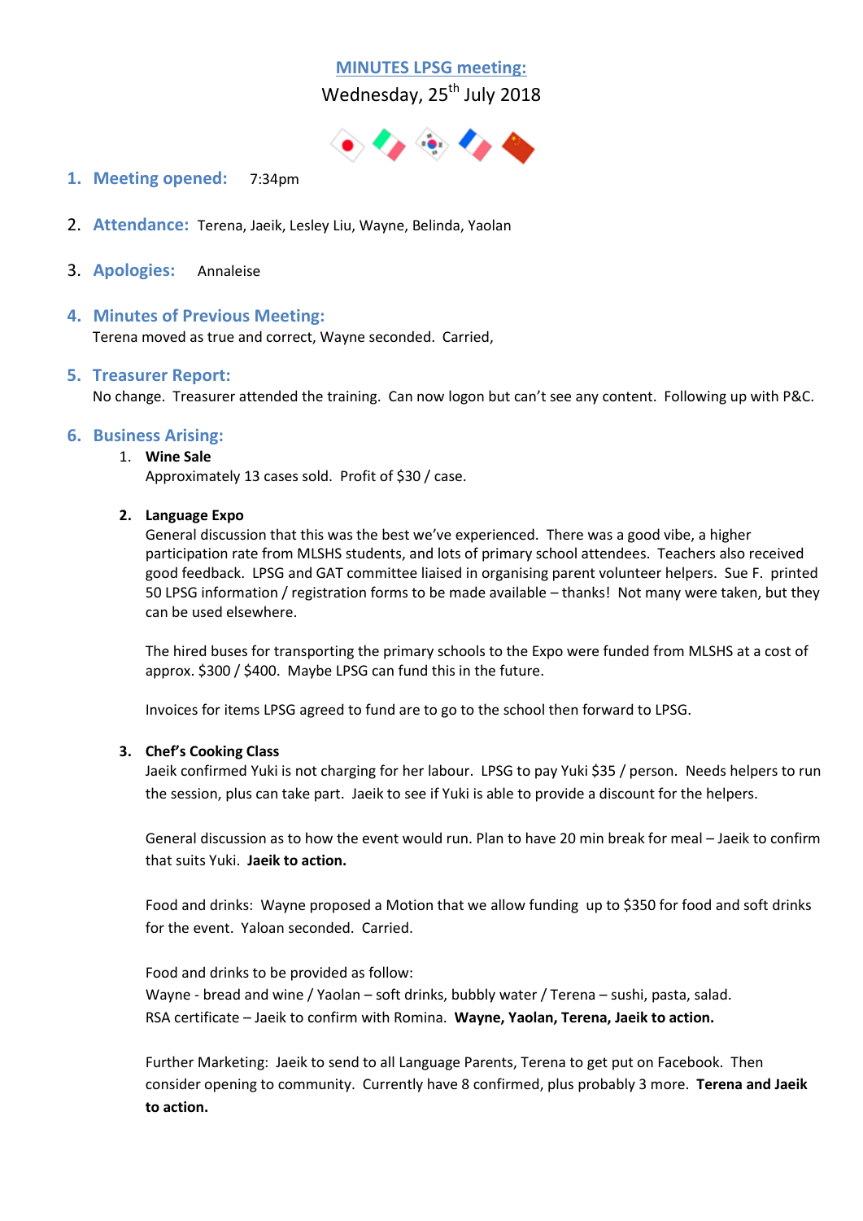# MINUTES LPSG meeting:

Wednesday, 25th July 2018

1. **Meeting opened:** 7:34pm

2. **Attendance:** Terena, Jaeik, Lesley Liu, Wayne, Belinda, Yaolan

3. **Apologies:** Annaleise

4. **Minutes of Previous Meeting:**
   Terena moved as true and correct, Wayne seconded. Carried,

5. **Treasurer Report:**
   No change. Treasurer attended the training. Can now logon but can't see any content. Following up with P&C.

6. **Business Arising:**

   1. **Wine Sale**
      Approximately 13 cases sold. Profit of $30 / case.

   2. **Language Expo**
      General discussion that this was the best we've experienced. There was a good vibe, a higher participation rate from MLSHS students, and lots of primary school attendees. Teachers also received good feedback. LPSG and GAT committee liaised in organising parent volunteer helpers. Sue F. printed 50 LPSG information / registration forms to be made available – thanks! Not many were taken, but they can be used elsewhere.

      The hired buses for transporting the primary schools to the Expo were funded from MLSHS at a cost of approx. $300 / $400. Maybe LPSG can fund this in the future.

      Invoices for items LPSG agreed to fund are to go to the school then forward to LPSG.

   3. **Chef's Cooking Class**
      Jaeik confirmed Yuki is not charging for her labour. LPSG to pay Yuki $35 / person. Needs helpers to run the session, plus can take part. Jaeik to see if Yuki is able to provide a discount for the helpers.

      General discussion as to how the event would run. Plan to have 20 min break for meal – Jaeik to confirm that suits Yuki. **Jaeik to action.**

      Food and drinks: Wayne proposed a Motion that we allow funding up to $350 for food and soft drinks for the event. Yaloan seconded. Carried.

      Food and drinks to be provided as follow:
      Wayne - bread and wine / Yaolan – soft drinks, bubbly water / Terena – sushi, pasta, salad.
      RSA certificate – Jaeik to confirm with Romina. **Wayne, Yaolan, Terena, Jaeik to action.**

      Further Marketing: Jaeik to send to all Language Parents, Terena to get put on Facebook. Then consider opening to community. Currently have 8 confirmed, plus probably 3 more. **Terena and Jaeik to action.**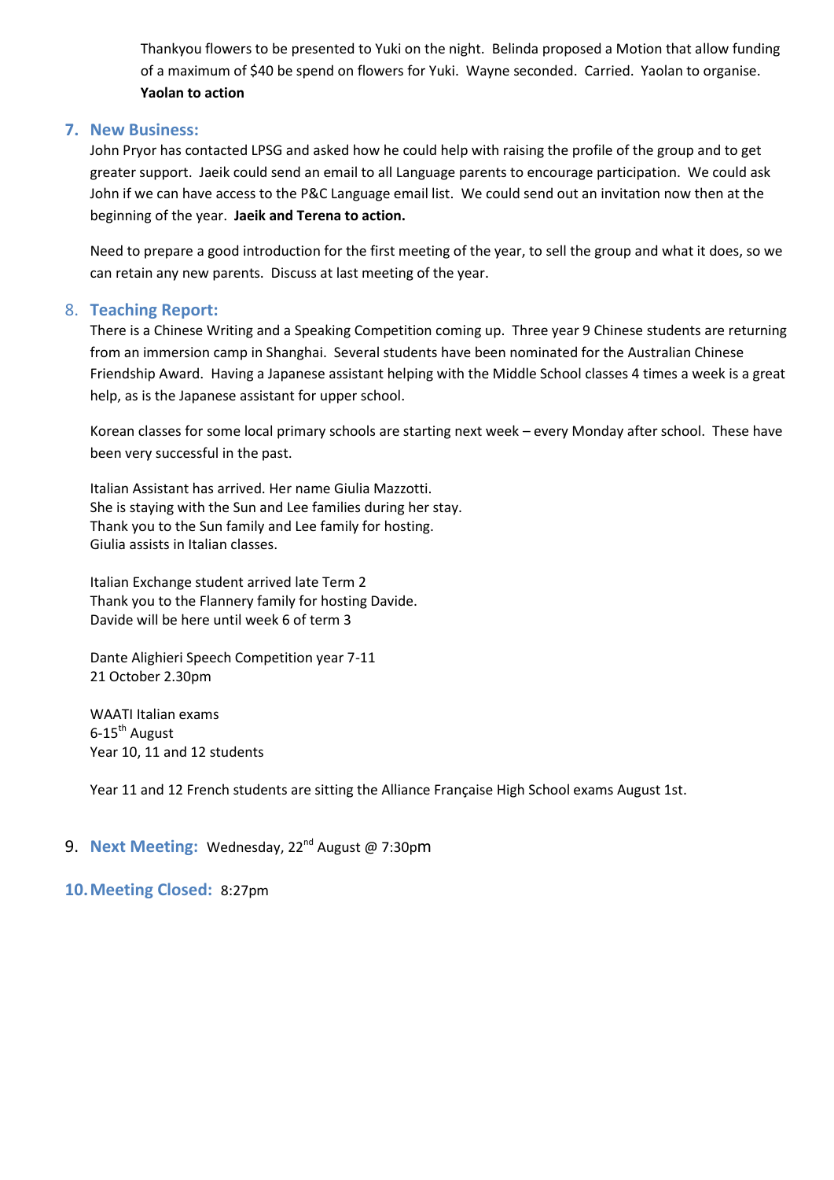Thankyou flowers to be presented to Yuki on the night. Belinda proposed a Motion that allow funding of a maximum of $40 be spend on flowers for Yuki. Wayne seconded. Carried. Yaolan to organise. **Yaolan to action**

## 7. New Business:

John Pryor has contacted LPSG and asked how he could help with raising the profile of the group and to get greater support. Jaeik could send an email to all Language parents to encourage participation. We could ask John if we can have access to the P&C Language email list. We could send out an invitation now then at the beginning of the year. **Jaeik and Terena to action.**

Need to prepare a good introduction for the first meeting of the year, to sell the group and what it does, so we can retain any new parents. Discuss at last meeting of the year.

## 8. Teaching Report:

There is a Chinese Writing and a Speaking Competition coming up. Three year 9 Chinese students are returning from an immersion camp in Shanghai. Several students have been nominated for the Australian Chinese Friendship Award. Having a Japanese assistant helping with the Middle School classes 4 times a week is a great help, as is the Japanese assistant for upper school.

Korean classes for some local primary schools are starting next week – every Monday after school. These have been very successful in the past.

Italian Assistant has arrived. Her name Giulia Mazzotti.
She is staying with the Sun and Lee families during her stay.
Thank you to the Sun family and Lee family for hosting.
Giulia assists in Italian classes.

Italian Exchange student arrived late Term 2
Thank you to the Flannery family for hosting Davide.
Davide will be here until week 6 of term 3

Dante Alighieri Speech Competition year 7-11
21 October 2.30pm

WAATI Italian exams
6-15th August
Year 10, 11 and 12 students

Year 11 and 12 French students are sitting the Alliance Française High School exams August 1st.

## 9. Next Meeting: Wednesday, 22nd August @ 7:30pm

## 10. Meeting Closed: 8:27pm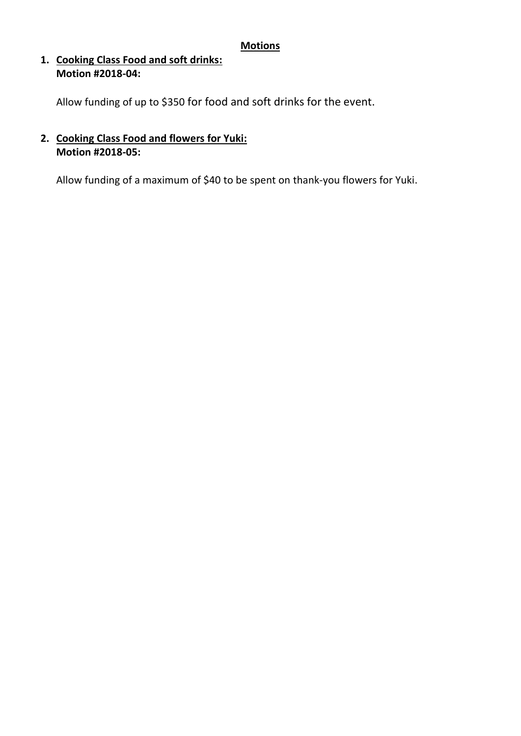## Motions

1. **Cooking Class Food and soft drinks:**
   **Motion #2018-04:**

   Allow funding of up to $350 for food and soft drinks for the event.

2. **Cooking Class Food and flowers for Yuki:**
   **Motion #2018-05:**

   Allow funding of a maximum of $40 to be spent on thank-you flowers for Yuki.